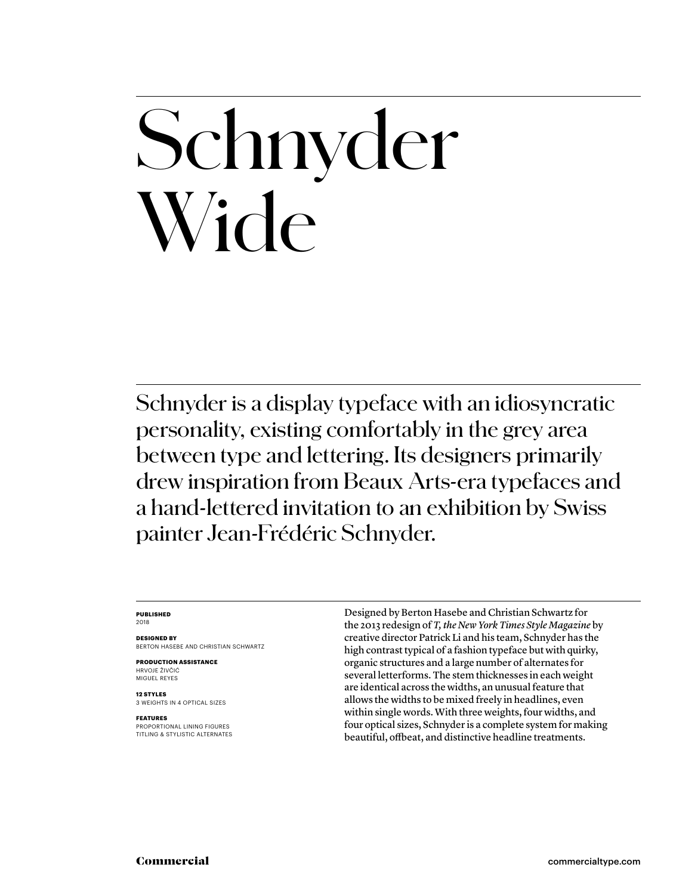# Schnyder Wide

Schnyder is a display typeface with an idiosyncratic personality, existing comfortably in the grey area between type and lettering. Its designers primarily drew inspiration from Beaux Arts-era typefaces and a hand-lettered invitation to an exhibition by Swiss painter Jean-Frédéric Schnyder.

**PUBLISHED**
2018

**DESIGNED BY**
BERTON HASEBE AND CHRISTIAN SCHWARTZ

**PRODUCTION ASSISTANCE**
HRVOJE ŽIVČIĆ
MIGUEL REYES

**12 STYLES**
3 WEIGHTS IN 4 OPTICAL SIZES

**FEATURES**
PROPORTIONAL LINING FIGURES
TITLING & STYLISTIC ALTERNATES

Designed by Berton Hasebe and Christian Schwartz for the 2013 redesign of *T, the New York Times Style Magazine* by creative director Patrick Li and his team, Schnyder has the high contrast typical of a fashion typeface but with quirky, organic structures and a large number of alternates for several letterforms. The stem thicknesses in each weight are identical across the widths, an unusual feature that allows the widths to be mixed freely in headlines, even within single words. With three weights, four widths, and four optical sizes, Schnyder is a complete system for making beautiful, offbeat, and distinctive headline treatments.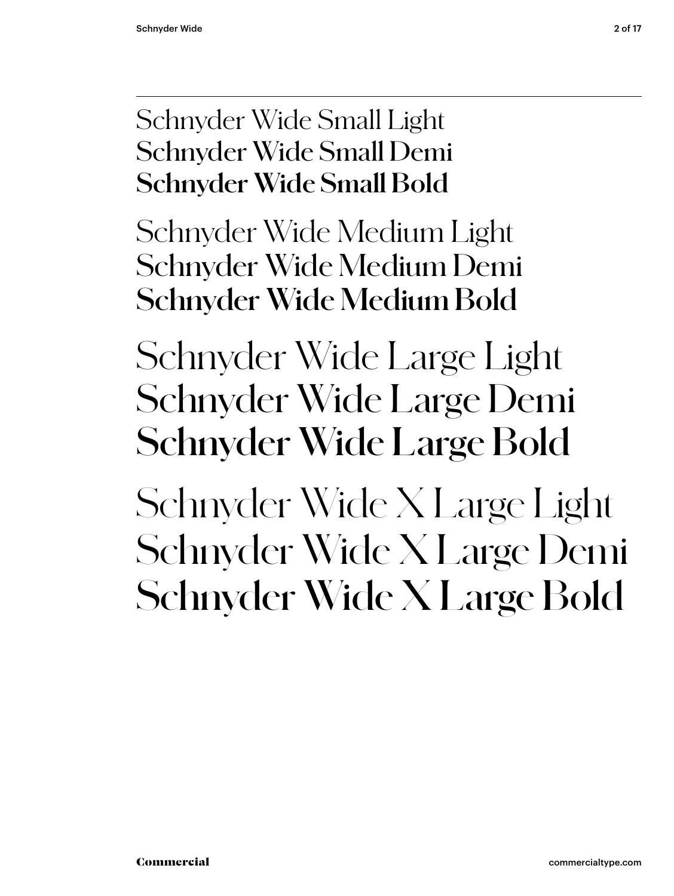Schnyder Wide Small Light
Schnyder Wide Small Demi
**Schnyder Wide Small Bold**

Schnyder Wide Medium Light
Schnyder Wide Medium Demi
**Schnyder Wide Medium Bold**

Schnyder Wide Large Light
Schnyder Wide Large Demi
**Schnyder Wide Large Bold**

Schnyder Wide X Large Light
Schnyder Wide X Large Demi
**Schnyder Wide X Large Bold**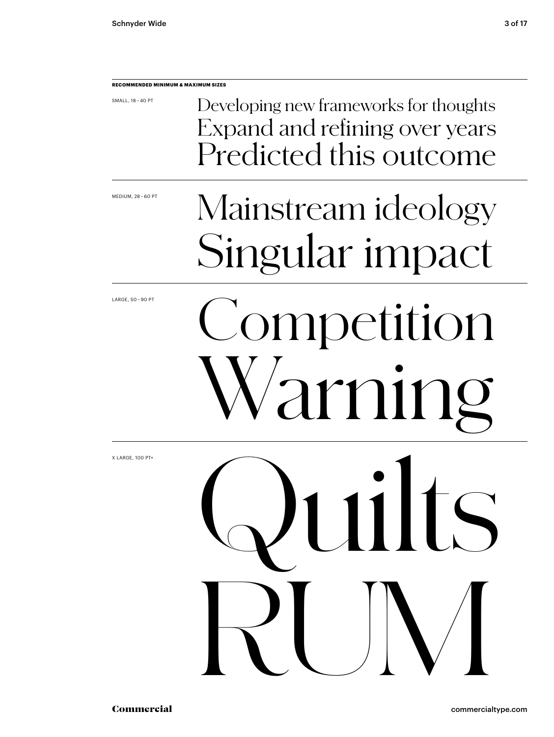**RECOMMENDED MINIMUM & MAXIMUM SIZES**

SMALL, 18 – 40 PT

Developing new frameworks for thoughts
Expand and refining over years
Predicted this outcome

MEDIUM, 28 – 60 PT

Mainstream ideology
Singular impact

LARGE, 50 – 90 PT

Competition
Warning

X LARGE, 100 PT+

Quilts
RUM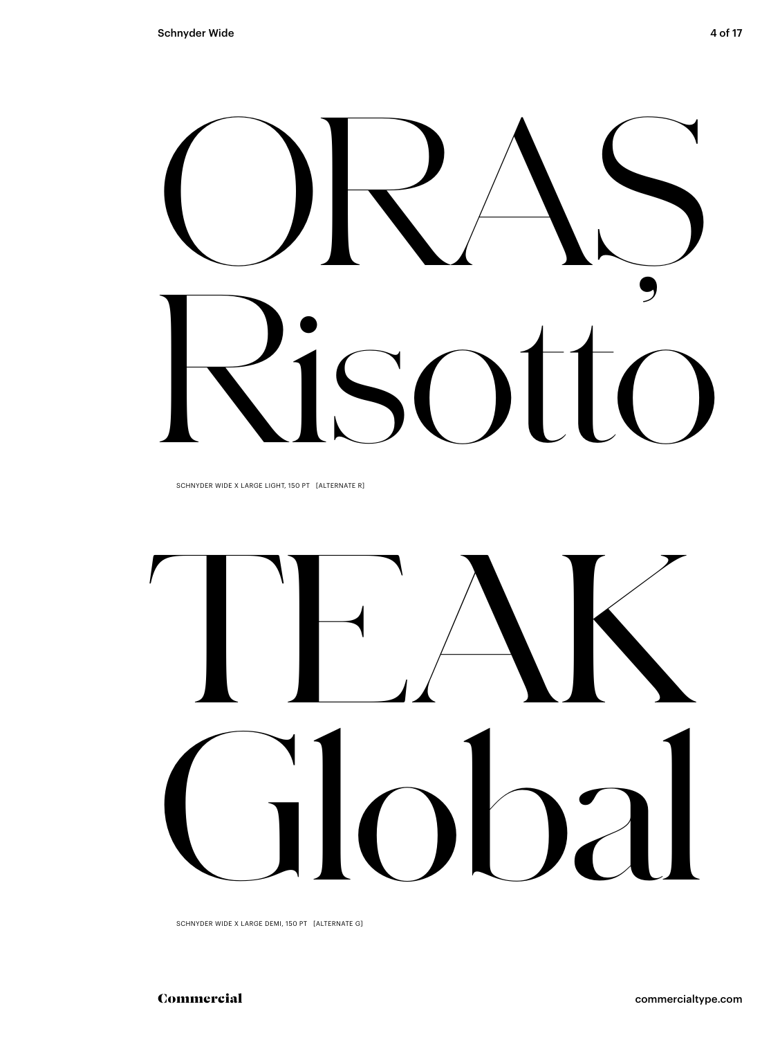ORAȘ
Risotto

SCHNYDER WIDE X LARGE LIGHT, 150 PT [ALTERNATE R]

TEAK
Global

SCHNYDER WIDE X LARGE DEMI, 150 PT [ALTERNATE G]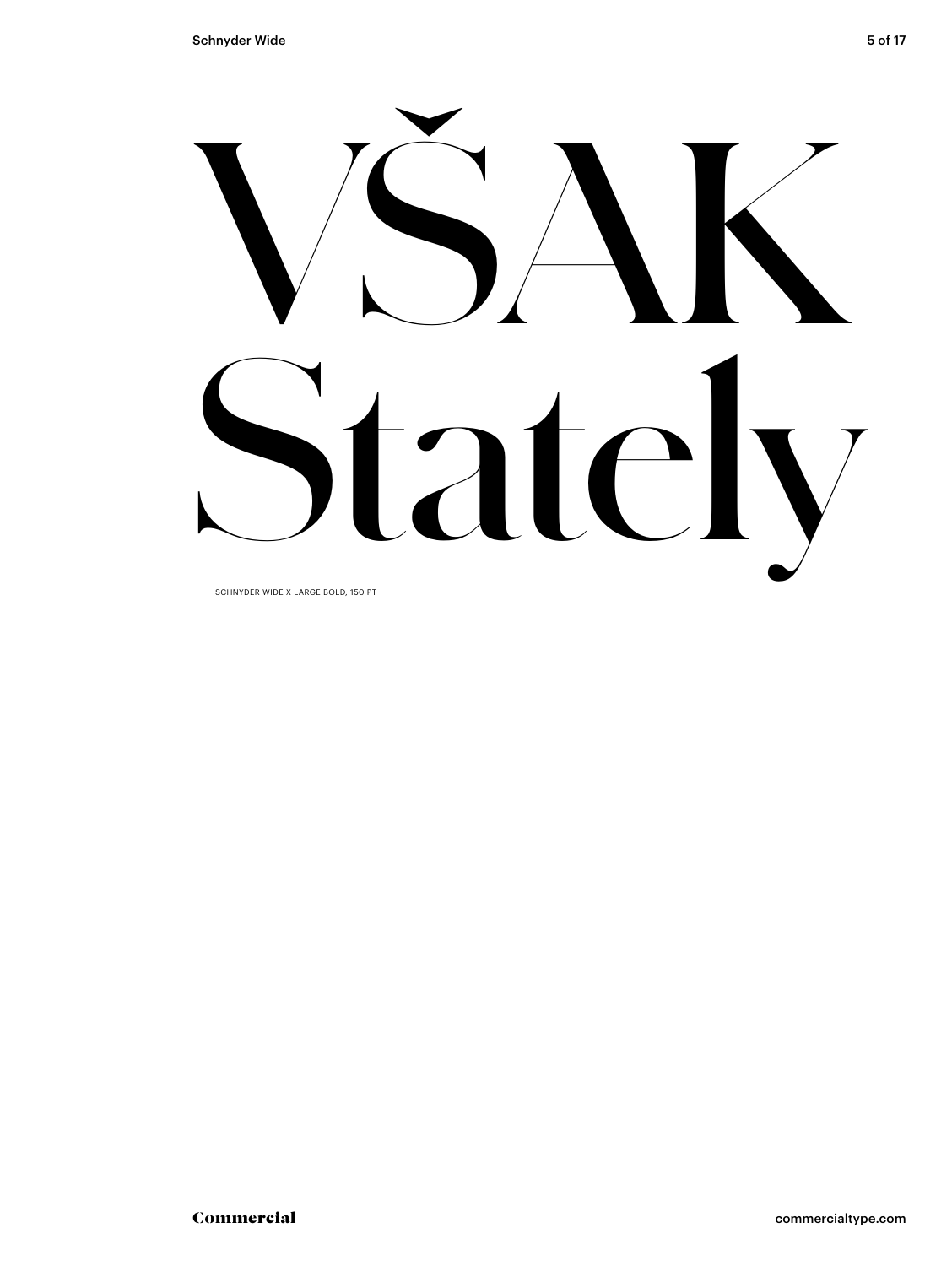# VŠAK Stately

SCHNYDER WIDE X LARGE BOLD, 150 PT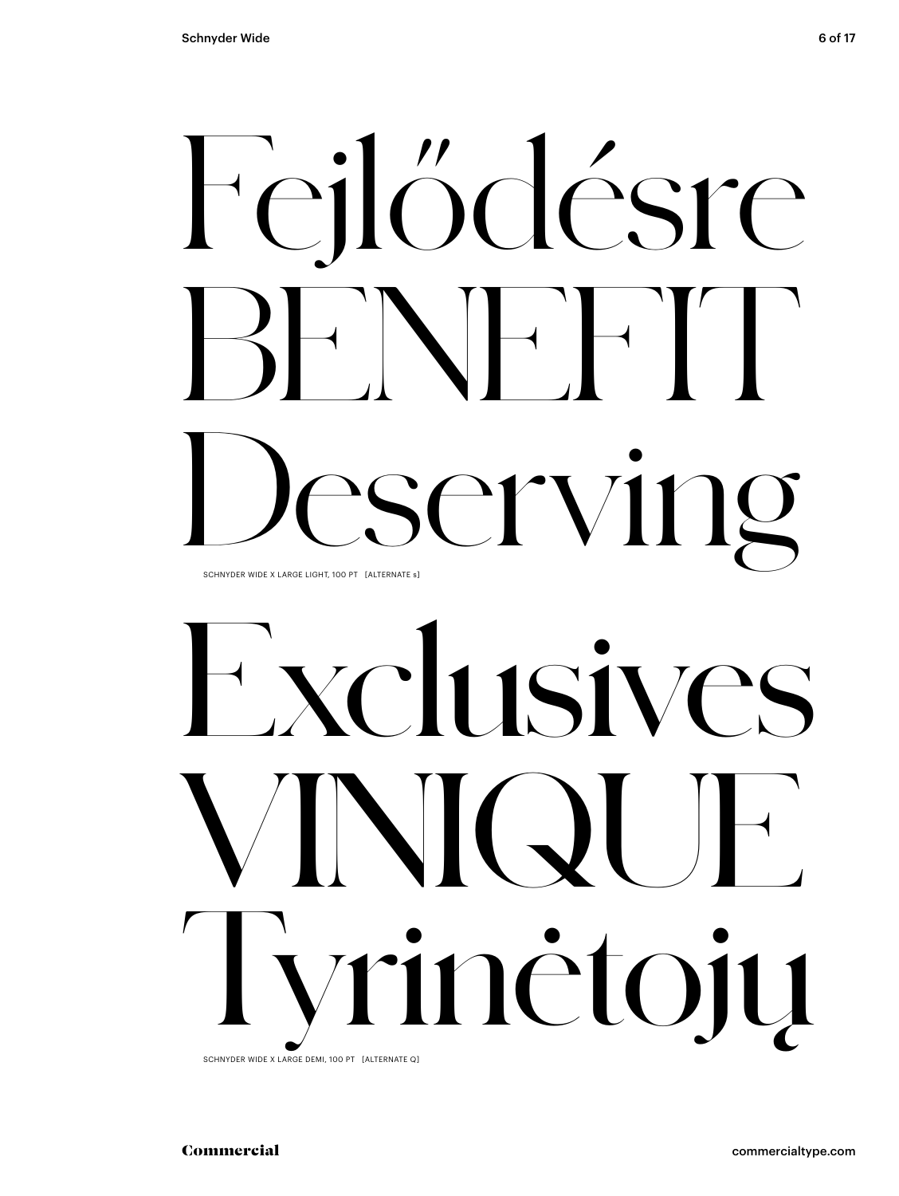Fejlődésre
BENEFIT
Deserving

SCHNYDER WIDE X LARGE LIGHT, 100 PT [ALTERNATE s]

Exclusives
VINIQUE
Tyrinėtojų

SCHNYDER WIDE X LARGE DEMI, 100 PT [ALTERNATE Q]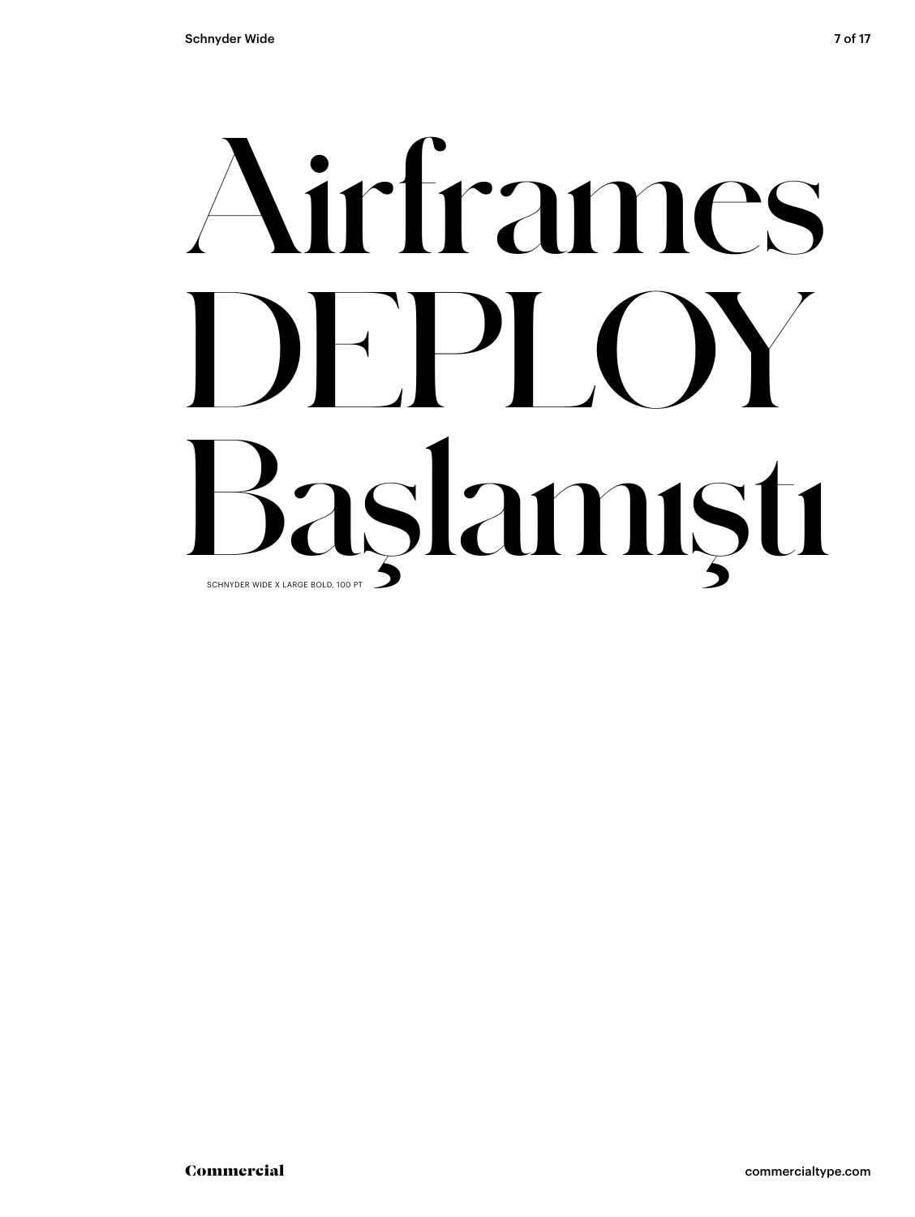Airframes
DEPLOY
Başlamıştı

SCHNYDER WIDE X LARGE BOLD, 100 PT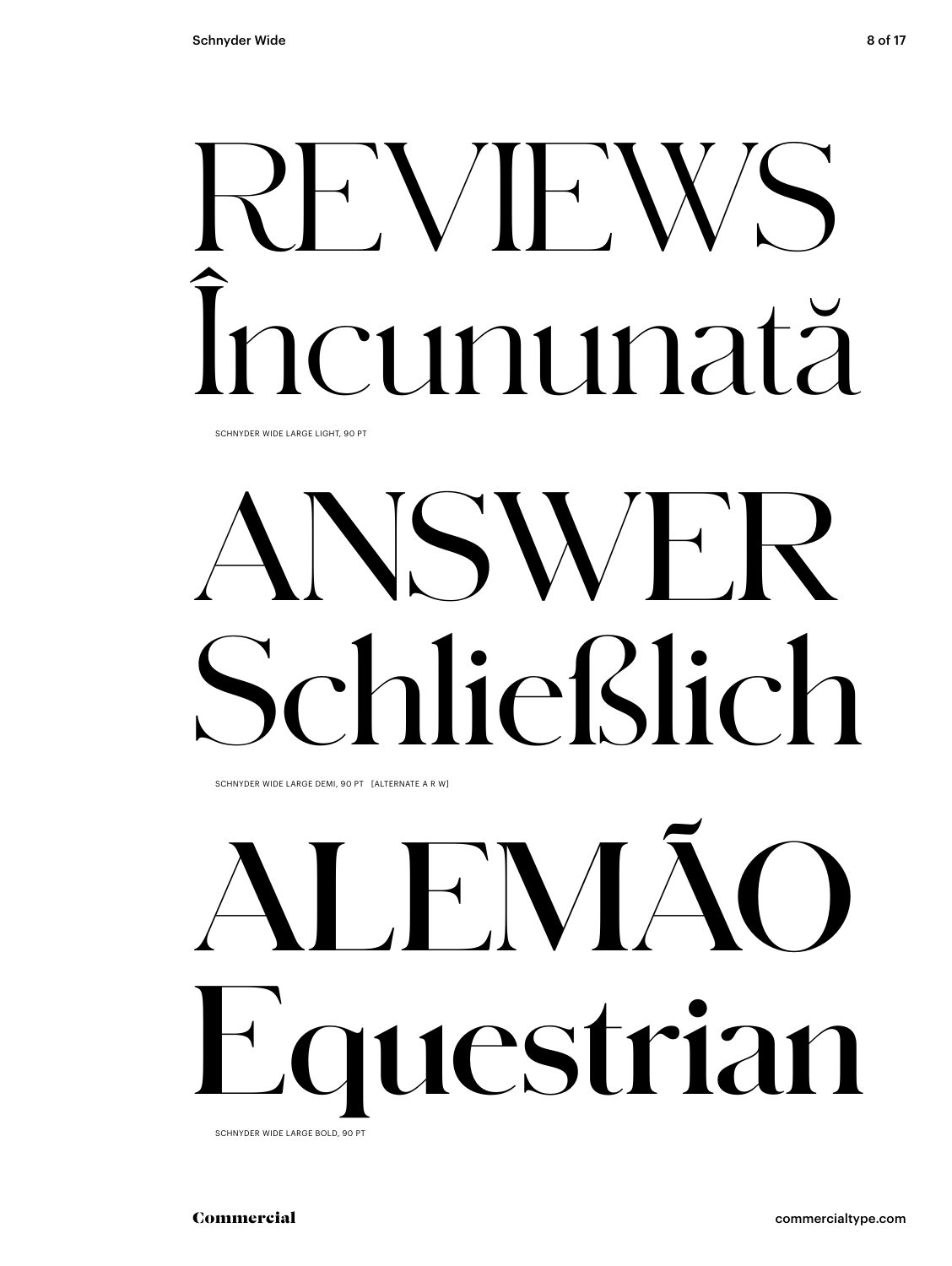# REVIEWS Încununată

SCHNYDER WIDE LARGE LIGHT, 90 PT

# ANSWER Schließlich

SCHNYDER WIDE LARGE DEMI, 90 PT [ALTERNATE A R W]

# ALEMÃO Equestrian

SCHNYDER WIDE LARGE BOLD, 90 PT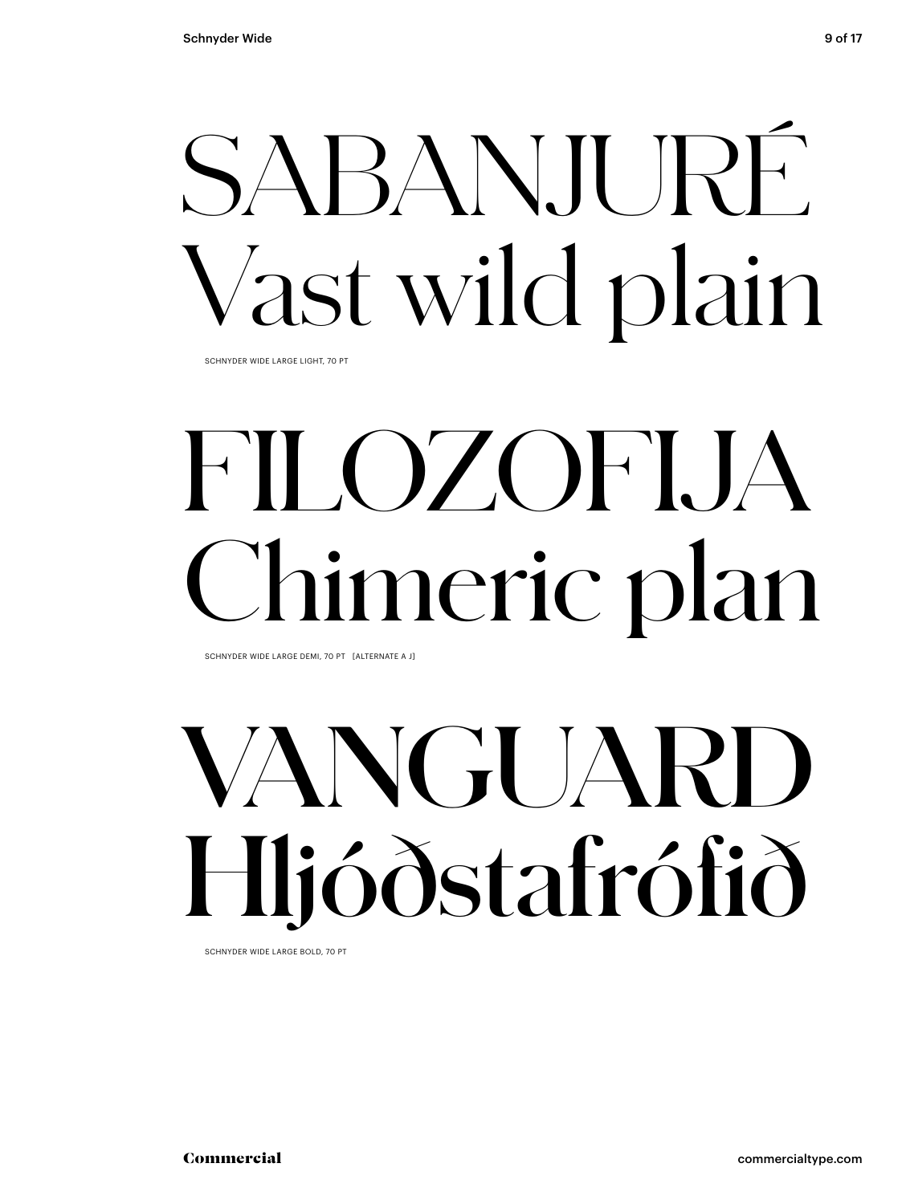SABANJURÉ
Vast wild plain

SCHNYDER WIDE LARGE LIGHT, 70 PT

FILOZOFIJA
Chimeric plan

SCHNYDER WIDE LARGE DEMI, 70 PT [ALTERNATE A J]

VANGUARD
Hljóðstafrófið

SCHNYDER WIDE LARGE BOLD, 70 PT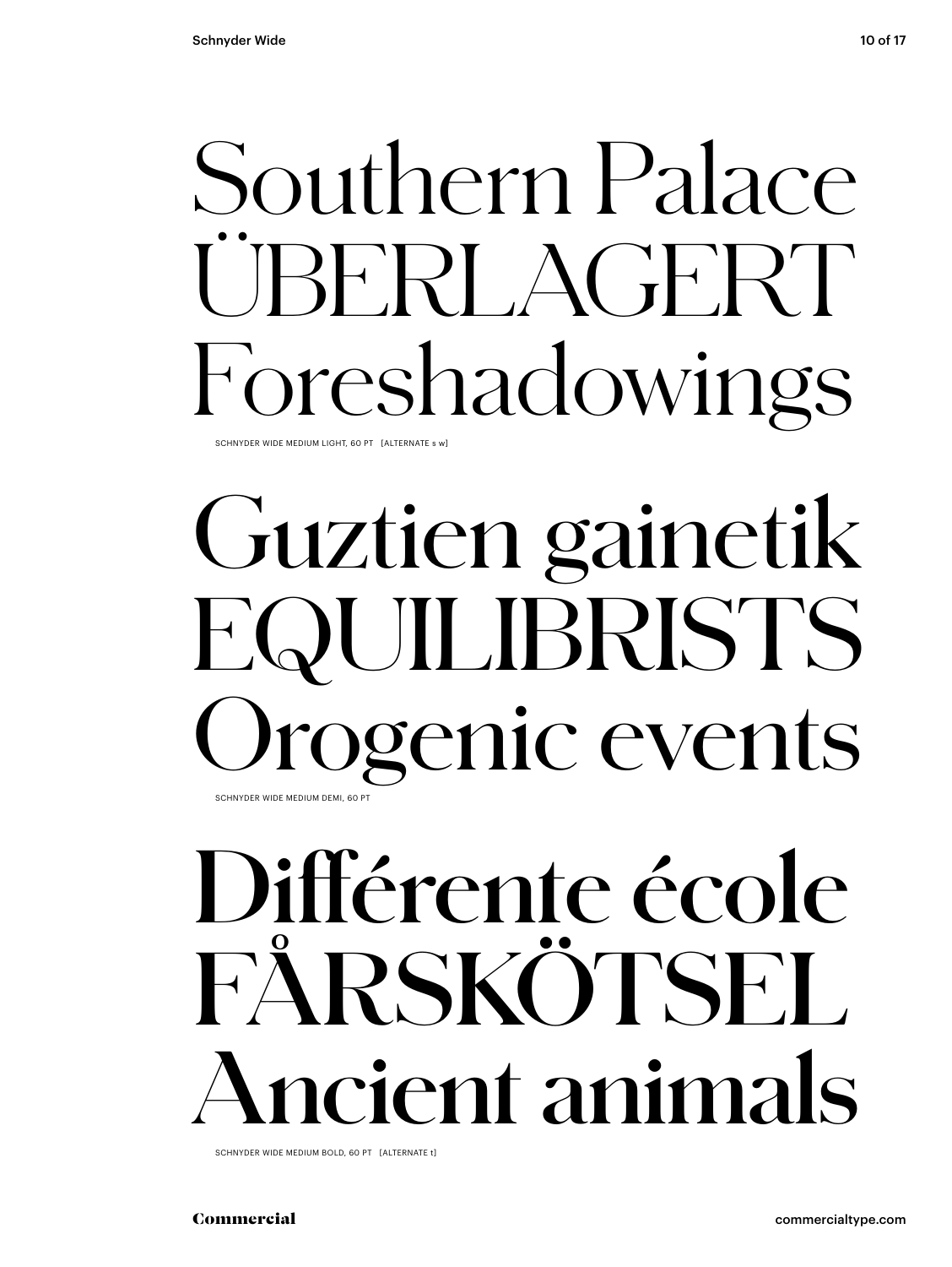Southern Palace
ÜBERLAGERT
Foreshadowings

SCHNYDER WIDE MEDIUM LIGHT, 60 PT [ALTERNATE s w]

Guztien gainetik
EQUILIBRISTS
Orogenic events

SCHNYDER WIDE MEDIUM DEMI, 60 PT

Différente école
FÅRSKÖTSEL
Ancient animals

SCHNYDER WIDE MEDIUM BOLD, 60 PT [ALTERNATE t]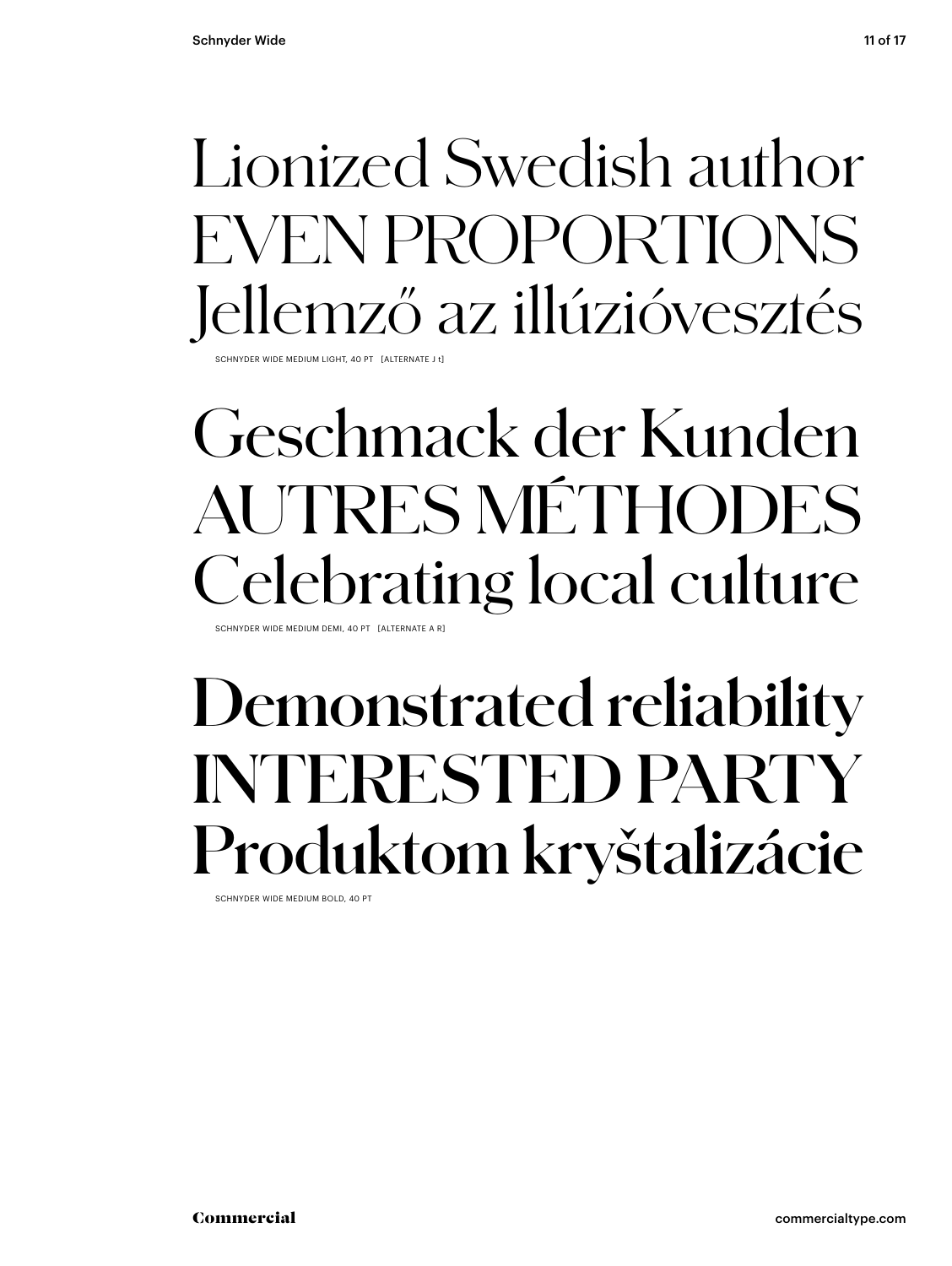Lionized Swedish author
EVEN PROPORTIONS
Jellemző az illúzióvesztés

SCHNYDER WIDE MEDIUM LIGHT, 40 PT [ALTERNATE J t]

Geschmack der Kunden
AUTRES MÉTHODES
Celebrating local culture

SCHNYDER WIDE MEDIUM DEMI, 40 PT [ALTERNATE A R]

**Demonstrated reliability**
**INTERESTED PARTY**
**Produktom kryštalizácie**

SCHNYDER WIDE MEDIUM BOLD, 40 PT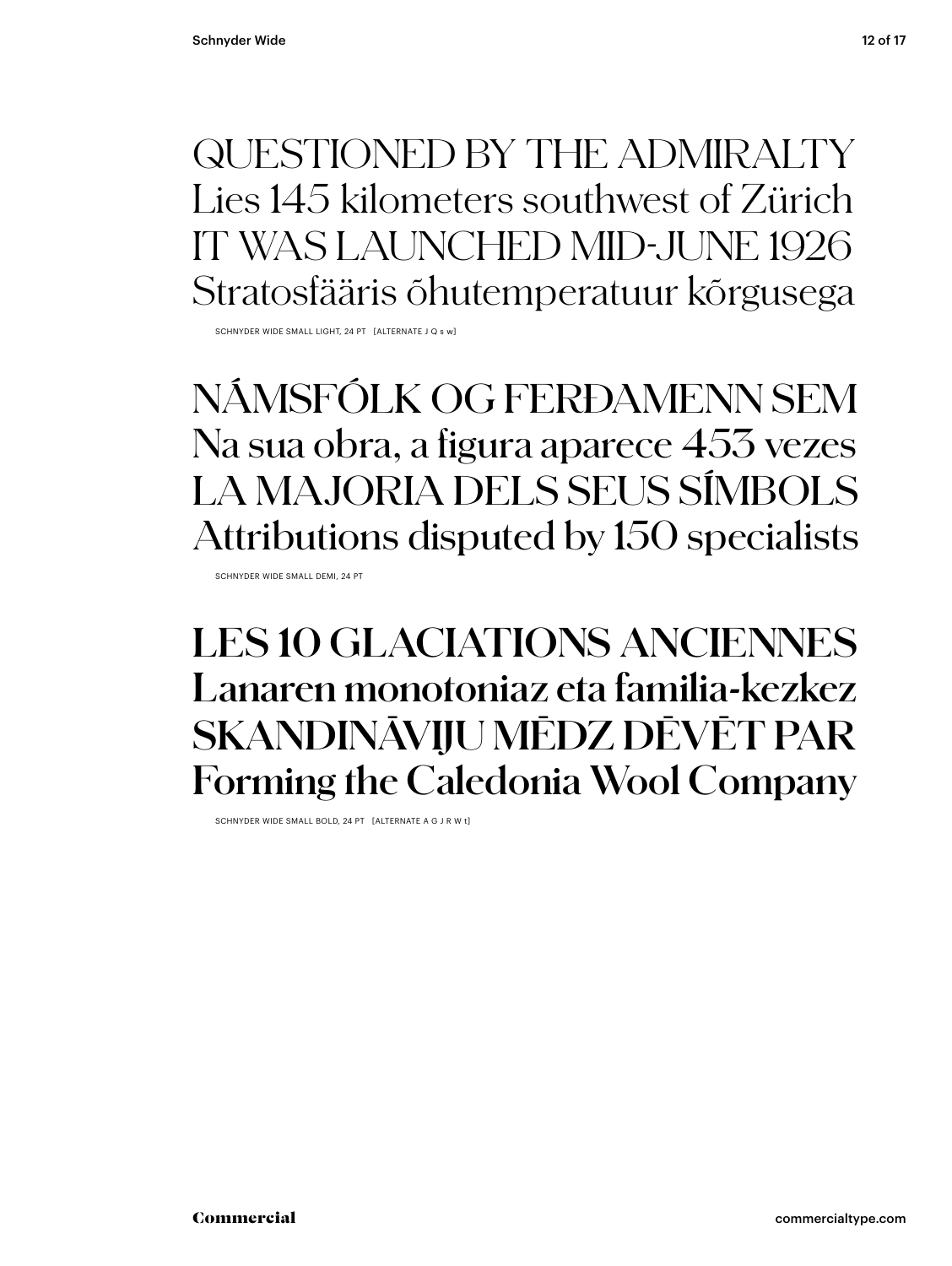QUESTIONED BY THE ADMIRALTY
Lies 145 kilometers southwest of Zürich
IT WAS LAUNCHED MID-JUNE 1926
Stratosfääris õhutemperatuur kõrgusega

SCHNYDER WIDE SMALL LIGHT, 24 PT [ALTERNATE J Q s w]

NÁMSFÓLK OG FERÐAMENN SEM
Na sua obra, a figura aparece 453 vezes
LA MAJORIA DELS SEUS SÍMBOLS
Attributions disputed by 150 specialists

SCHNYDER WIDE SMALL DEMI, 24 PT

**LES 10 GLACIATIONS ANCIENNES**
**Lanaren monotoniaz eta familia-kezkez**
**SKANDINĀVIJU MĒDZ DĒVĒT PAR**
**Forming the Caledonia Wool Company**

SCHNYDER WIDE SMALL BOLD, 24 PT [ALTERNATE A G J R W t]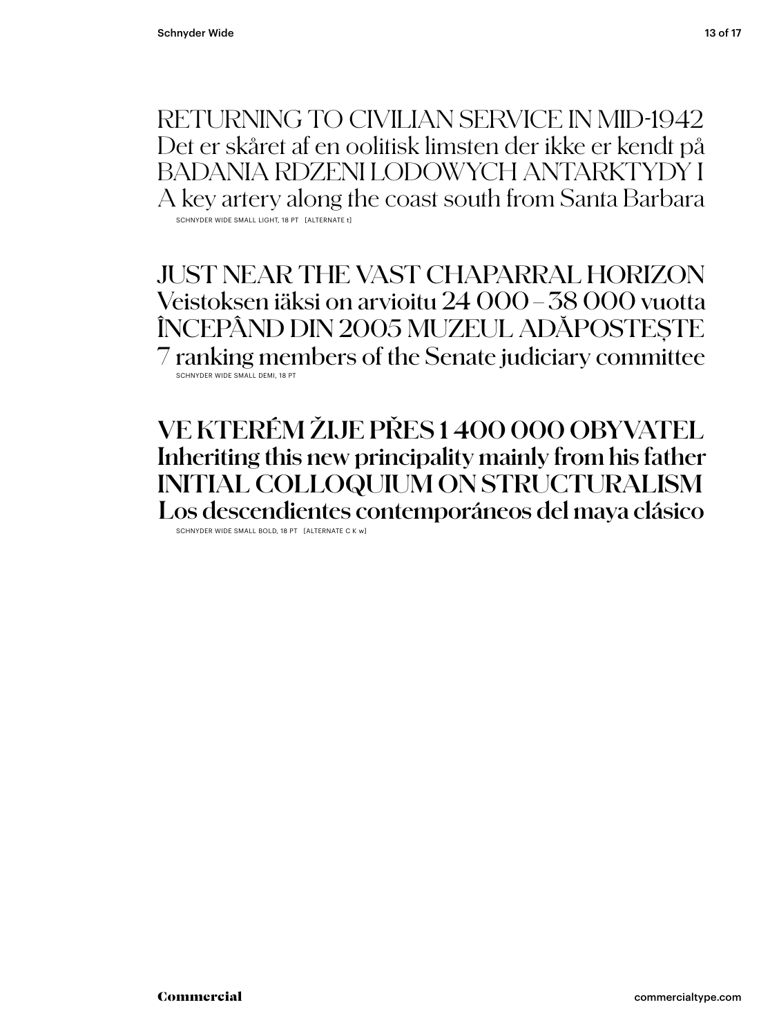RETURNING TO CIVILIAN SERVICE IN MID-1942
Det er skåret af en oolitisk limsten der ikke er kendt på
BADANIA RDZENI LODOWYCH ANTARKTYDY I
A key artery along the coast south from Santa Barbara

SCHNYDER WIDE SMALL LIGHT, 18 PT [ALTERNATE t]

JUST NEAR THE VAST CHAPARRAL HORIZON
Veistoksen iäksi on arvioitu 24 000 – 38 000 vuotta
ÎNCEPÂND DIN 2005 MUZEUL ADĂPOSTEȘTE
7 ranking members of the Senate judiciary committee

SCHNYDER WIDE SMALL DEMI, 18 PT

**VE KTERÉM ŽIJE PŘES 1 400 000 OBYVATEL**
**Inheriting this new principality mainly from his father**
**INITIAL COLLOQUIUM ON STRUCTURALISM**
**Los descendientes contemporáneos del maya clásico**

SCHNYDER WIDE SMALL BOLD, 18 PT [ALTERNATE C K w]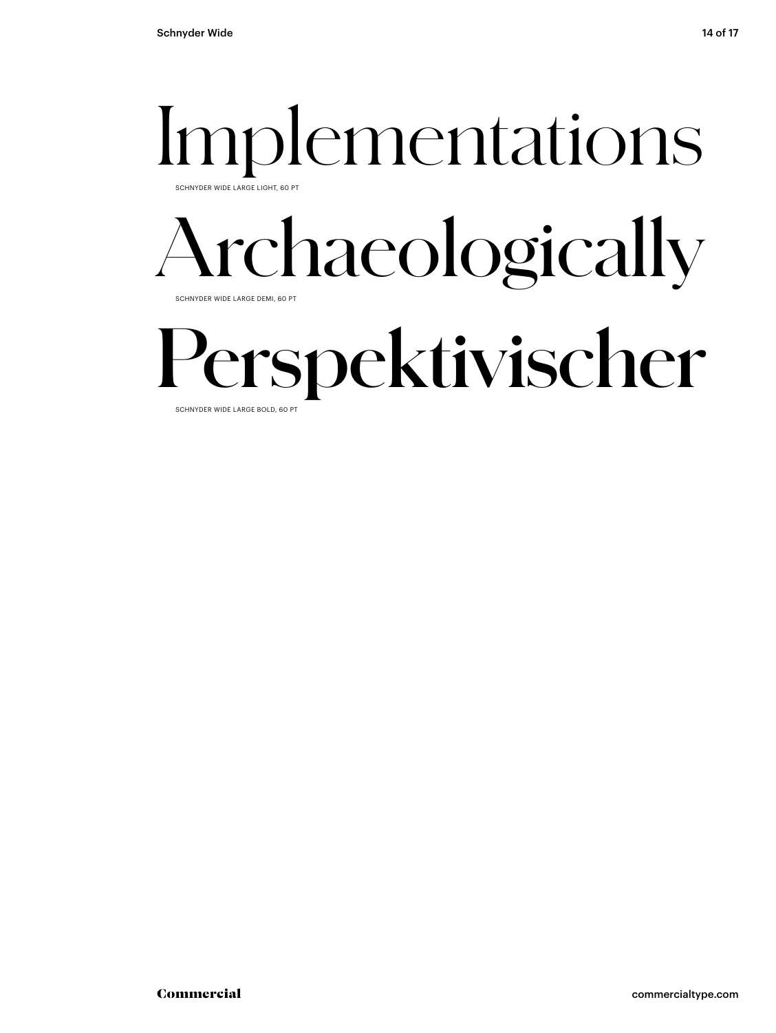# Implementations

SCHNYDER WIDE LARGE LIGHT, 60 PT

# Archaeologically

SCHNYDER WIDE LARGE DEMI, 60 PT

# Perspektivischer

SCHNYDER WIDE LARGE BOLD, 60 PT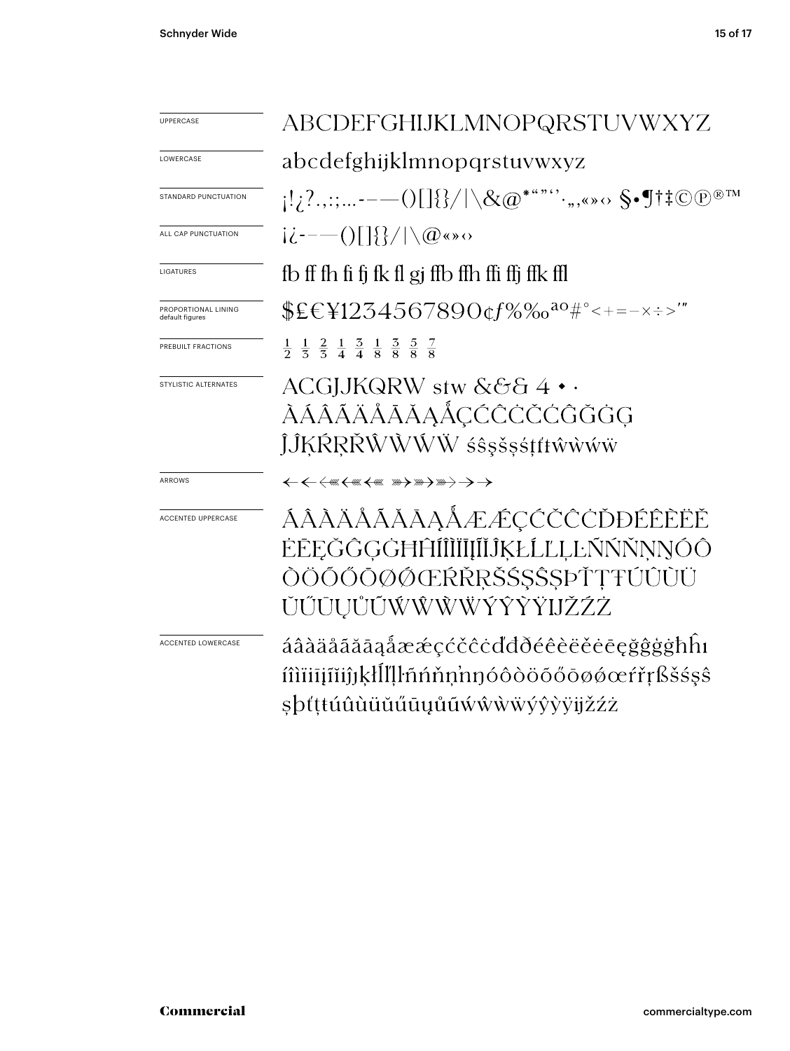| | |
|---|---|
| UPPERCASE | ABCDEFGHIJKLMNOPQRSTUVWXYZ |
| LOWERCASE | abcdefghijklmnopqrstuvwxyz |
| STANDARD PUNCTUATION | ¡!¿?.,:;…-–—()[]{}/\|\&@*""''·„‚«»‹› §•¶†‡©℗®™ |
| ALL CAP PUNCTUATION | ¡¿-–—()[]{}/\|\@«»‹› |
| LIGATURES | fb ff fh fi fj fk fl gj ffb ffh ffi ffj ffk ffl |
| PROPORTIONAL LINING default figures | $£€¥1234567890¢ƒ%‰ªº#°<+=−×÷>′″ |
| PREBUILT FRACTIONS | ½ ⅓ ⅔ ¼ ¾ ⅛ ⅜ ⅝ ⅞ |
| STYLISTIC ALTERNATES | ACGJJKQRW stw &&& 4 • · ÀÁÂÃÄÅĀĂĄǺÇĆĈĊČĆĜĞĠĢ ĴĴĶŔŖŘŴẀẂẄ śŝşšșśţťŧŵẁẃẅ |
| ARROWS | ←←←←←← →→→→→→ |
| ACCENTED UPPERCASE | ÁÂÀÄÅÃĂĀĄǺÆǼÇĆČĈĊĎĐÉÊÈËĚ ĖĒĘĞĜĢĠĦĤÍÎÌÏĪĮĨĬĴĶŁĹĽĻĿÑŃŇŅŊÓÔ ÒÖÕŐŌØǾŒŔŘŖŠŚŞŜȘÞŤŢŦÚÛÙÜ ŬŰŪŲŮŨẂŴẀẄÝŶỲŸĲŽŹŻ |
| ACCENTED LOWERCASE | áâàäåãăāąǻæǽçćčĉċďđðéêèëěėēęğĝģġħĥı íîìïīįĩĭĵķłĺľļŀñńňņŉŋóôòöõőōøǿœŕřŗßšśşŝ șþťţŧúûùüŭűūųůũẃŵẁẅýŷỳÿĳžźż |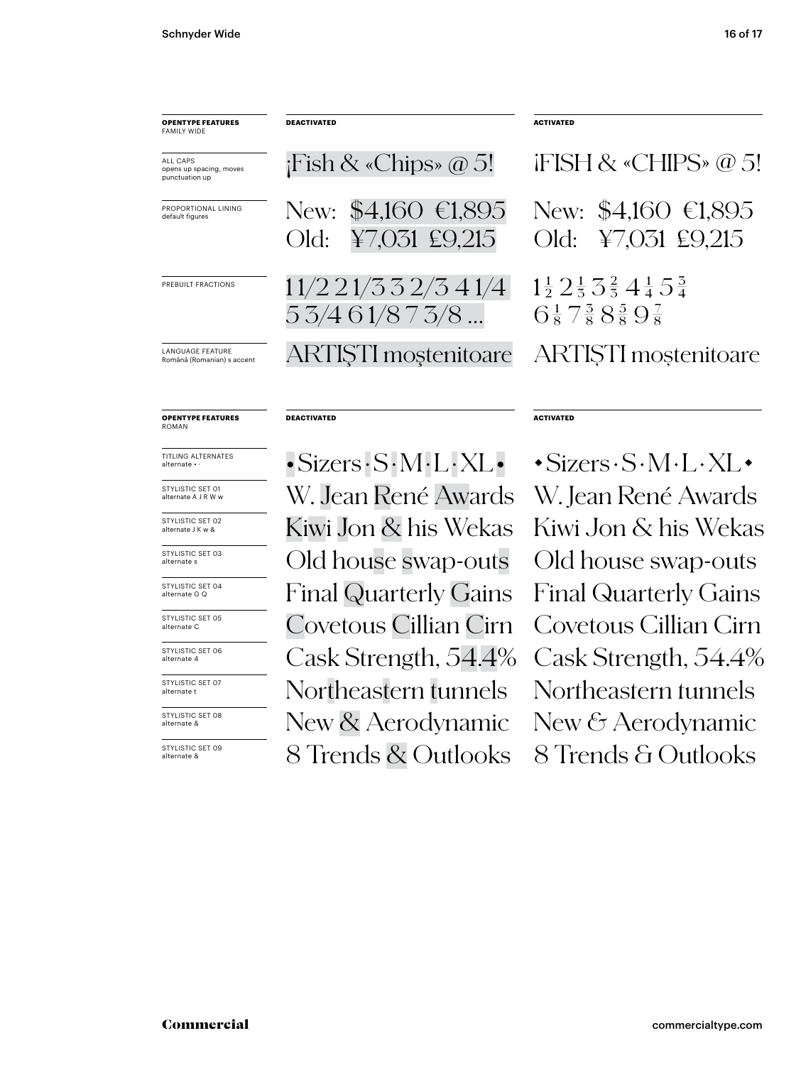| **OPENTYPE FEATURES** FAMILY WIDE | **DEACTIVATED** | **ACTIVATED** |
| --- | --- | --- |
| ALL CAPS opens up spacing, moves punctuation up | ¡Fish & «Chips» @ 5! | ¡FISH & «CHIPS» @ 5! |
| PROPORTIONAL LINING default figures | New: $4,160 €1,895 Old: ¥7,031 £9,215 | New: $4,160 €1,895 Old: ¥7,031 £9,215 |
| PREBUILT FRACTIONS | 1 1/2 2 1/3 3 2/3 4 1/4 5 3/4 6 1/8 7 3/8 ... | 1½ 2⅓ 3⅔ 4¼ 5¾ 6⅛ 7⅜ 8⅝ 9⅞ |
| LANGUAGE FEATURE Română (Romanian) s accent | ARTIŞTI moştenitoare | ARTIȘTI moștenitoare |

| **OPENTYPE FEATURES** ROMAN | **DEACTIVATED** | **ACTIVATED** |
| --- | --- | --- |
| TITLING ALTERNATES alternate • · | • Sizers · S · M · L · XL • | • Sizers · S · M · L · XL • |
| STYLISTIC SET 01 alternate A J R W w | W. Jean René Awards | W. Jean René Awards |
| STYLISTIC SET 02 alternate J K w & | Kiwi Jon & his Wekas | Kiwi Jon & his Wekas |
| STYLISTIC SET 03 alternate s | Old house swap-outs | Old house swap-outs |
| STYLISTIC SET 04 alternate G Q | Final Quarterly Gains | Final Quarterly Gains |
| STYLISTIC SET 05 alternate C | Covetous Cillian Cirn | Covetous Cillian Cirn |
| STYLISTIC SET 06 alternate 4 | Cask Strength, 54.4% | Cask Strength, 54.4% |
| STYLISTIC SET 07 alternate t | Northeastern tunnels | Northeastern tunnels |
| STYLISTIC SET 08 alternate & | New & Aerodynamic | New & Aerodynamic |
| STYLISTIC SET 09 alternate & | 8 Trends & Outlooks | 8 Trends & Outlooks |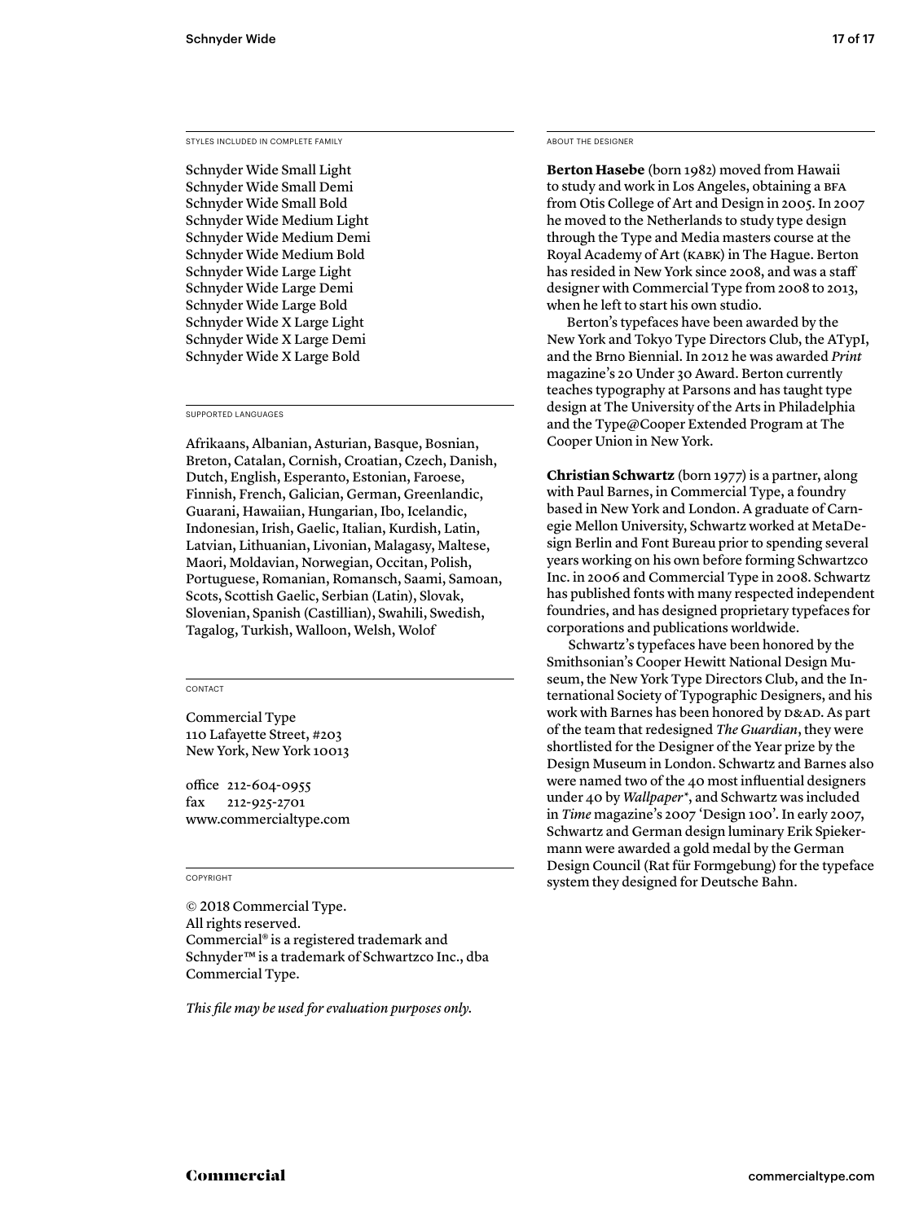## STYLES INCLUDED IN COMPLETE FAMILY

Schnyder Wide Small Light
Schnyder Wide Small Demi
Schnyder Wide Small Bold
Schnyder Wide Medium Light
Schnyder Wide Medium Demi
Schnyder Wide Medium Bold
Schnyder Wide Large Light
Schnyder Wide Large Demi
Schnyder Wide Large Bold
Schnyder Wide X Large Light
Schnyder Wide X Large Demi
Schnyder Wide X Large Bold

## SUPPORTED LANGUAGES

Afrikaans, Albanian, Asturian, Basque, Bosnian, Breton, Catalan, Cornish, Croatian, Czech, Danish, Dutch, English, Esperanto, Estonian, Faroese, Finnish, French, Galician, German, Greenlandic, Guarani, Hawaiian, Hungarian, Ibo, Icelandic, Indonesian, Irish, Gaelic, Italian, Kurdish, Latin, Latvian, Lithuanian, Livonian, Malagasy, Maltese, Maori, Moldavian, Norwegian, Occitan, Polish, Portuguese, Romanian, Romansch, Saami, Samoan, Scots, Scottish Gaelic, Serbian (Latin), Slovak, Slovenian, Spanish (Castillian), Swahili, Swedish, Tagalog, Turkish, Walloon, Welsh, Wolof

## CONTACT

Commercial Type
110 Lafayette Street, #203
New York, New York 10013

office 212-604-0955
fax 212-925-2701
www.commercialtype.com

## COPYRIGHT

© 2018 Commercial Type.
All rights reserved.
Commercial® is a registered trademark and Schnyder™ is a trademark of Schwartzco Inc., dba Commercial Type.

*This file may be used for evaluation purposes only.*

## ABOUT THE DESIGNER

**Berton Hasebe** (born 1982) moved from Hawaii to study and work in Los Angeles, obtaining a BFA from Otis College of Art and Design in 2005. In 2007 he moved to the Netherlands to study type design through the Type and Media masters course at the Royal Academy of Art (KABK) in The Hague. Berton has resided in New York since 2008, and was a staff designer with Commercial Type from 2008 to 2013, when he left to start his own studio.

Berton's typefaces have been awarded by the New York and Tokyo Type Directors Club, the ATypI, and the Brno Biennial. In 2012 he was awarded *Print* magazine's 20 Under 30 Award. Berton currently teaches typography at Parsons and has taught type design at The University of the Arts in Philadelphia and the Type@Cooper Extended Program at The Cooper Union in New York.

**Christian Schwartz** (born 1977) is a partner, along with Paul Barnes, in Commercial Type, a foundry based in New York and London. A graduate of Carnegie Mellon University, Schwartz worked at MetaDesign Berlin and Font Bureau prior to spending several years working on his own before forming Schwartzco Inc. in 2006 and Commercial Type in 2008. Schwartz has published fonts with many respected independent foundries, and has designed proprietary typefaces for corporations and publications worldwide.

Schwartz's typefaces have been honored by the Smithsonian's Cooper Hewitt National Design Museum, the New York Type Directors Club, and the International Society of Typographic Designers, and his work with Barnes has been honored by D&AD. As part of the team that redesigned *The Guardian*, they were shortlisted for the Designer of the Year prize by the Design Museum in London. Schwartz and Barnes also were named two of the 40 most influential designers under 40 by *Wallpaper**, and Schwartz was included in *Time* magazine's 2007 'Design 100'. In early 2007, Schwartz and German design luminary Erik Spiekermann were awarded a gold medal by the German Design Council (Rat für Formgebung) for the typeface system they designed for Deutsche Bahn.